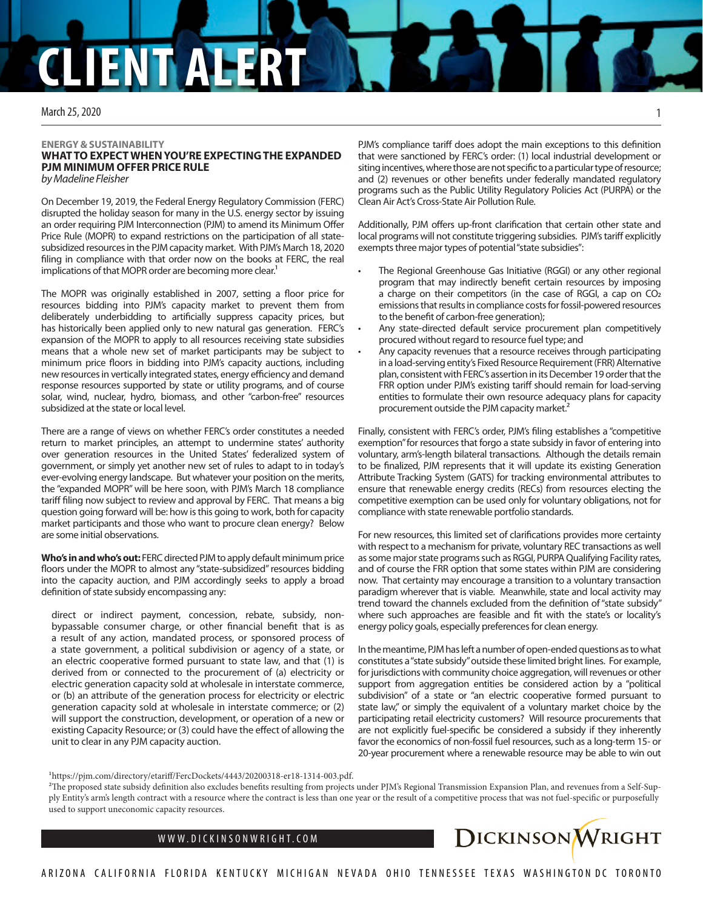# CLIENT ALERT

March 25, 2020

**ENERGY & SUSTAINABILITY**

## WHAT TO EXPECT WHEN YOU'RE EXPECTING THE EXPANDED PJM MINIMUM OFFER PRICE RULE

*by Madeline Fleisher*

On December 19, 2019, the Federal Energy Regulatory Commission (FERC) disrupted the holiday season for many in the U.S. energy sector by issuing an order requiring PJM Interconnection (PJM) to amend its Minimum Offer Price Rule (MOPR) to expand restrictions on the participation of all state-subsidized resources in the PJM capacity market. With PJM's March 18, 2020 filing in compliance with that order now on the books at FERC, the real implications of that MOPR order are becoming more clear.[1]

The MOPR was originally established in 2007, setting a floor price for resources bidding into PJM's capacity market to prevent them from deliberately underbidding to artificially suppress capacity prices, but has historically been applied only to new natural gas generation. FERC's expansion of the MOPR to apply to all resources receiving state subsidies means that a whole new set of market participants may be subject to minimum price floors in bidding into PJM's capacity auctions, including new resources in vertically integrated states, energy efficiency and demand response resources supported by state or utility programs, and of course solar, wind, nuclear, hydro, biomass, and other "carbon-free" resources subsidized at the state or local level.

There are a range of views on whether FERC's order constitutes a needed return to market principles, an attempt to undermine states' authority over generation resources in the United States' federalized system of government, or simply yet another new set of rules to adapt to in today's ever-evolving energy landscape. But whatever your position on the merits, the "expanded MOPR" will be here soon, with PJM's March 18 compliance tariff filing now subject to review and approval by FERC. That means a big question going forward will be: how is this going to work, both for capacity market participants and those who want to procure clean energy? Below are some initial observations.

**Who's in and who's out:** FERC directed PJM to apply default minimum price floors under the MOPR to almost any "state-subsidized" resources bidding into the capacity auction, and PJM accordingly seeks to apply a broad definition of state subsidy encompassing any:

> direct or indirect payment, concession, rebate, subsidy, non-bypassable consumer charge, or other financial benefit that is as a result of any action, mandated process, or sponsored process of a state government, a political subdivision or agency of a state, or an electric cooperative formed pursuant to state law, and that (1) is derived from or connected to the procurement of (a) electricity or electric generation capacity sold at wholesale in interstate commerce, or (b) an attribute of the generation process for electricity or electric generation capacity sold at wholesale in interstate commerce; or (2) will support the construction, development, or operation of a new or existing Capacity Resource; or (3) could have the effect of allowing the unit to clear in any PJM capacity auction.

PJM's compliance tariff does adopt the main exceptions to this definition that were sanctioned by FERC's order: (1) local industrial development or siting incentives, where those are not specific to a particular type of resource; and (2) revenues or other benefits under federally mandated regulatory programs such as the Public Utility Regulatory Policies Act (PURPA) or the Clean Air Act's Cross-State Air Pollution Rule.

Additionally, PJM offers up-front clarification that certain other state and local programs will not constitute triggering subsidies. PJM's tariff explicitly exempts three major types of potential "state subsidies":

- The Regional Greenhouse Gas Initiative (RGGI) or any other regional program that may indirectly benefit certain resources by imposing a charge on their competitors (in the case of RGGI, a cap on $CO_2$ emissions that results in compliance costs for fossil-powered resources to the benefit of carbon-free generation);
- Any state-directed default service procurement plan competitively procured without regard to resource fuel type; and
- Any capacity revenues that a resource receives through participating in a load-serving entity's Fixed Resource Requirement (FRR) Alternative plan, consistent with FERC's assertion in its December 19 order that the FRR option under PJM's existing tariff should remain for load-serving entities to formulate their own resource adequacy plans for capacity procurement outside the PJM capacity market.[2]

Finally, consistent with FERC's order, PJM's filing establishes a "competitive exemption" for resources that forgo a state subsidy in favor of entering into voluntary, arm's-length bilateral transactions. Although the details remain to be finalized, PJM represents that it will update its existing Generation Attribute Tracking System (GATS) for tracking environmental attributes to ensure that renewable energy credits (RECs) from resources electing the competitive exemption can be used only for voluntary obligations, not for compliance with state renewable portfolio standards.

For new resources, this limited set of clarifications provides more certainty with respect to a mechanism for private, voluntary REC transactions as well as some major state programs such as RGGI, PURPA Qualifying Facility rates, and of course the FRR option that some states within PJM are considering now. That certainty may encourage a transition to a voluntary transaction paradigm wherever that is viable. Meanwhile, state and local activity may trend toward the channels excluded from the definition of "state subsidy" where such approaches are feasible and fit with the state's or locality's energy policy goals, especially preferences for clean energy.

In the meantime, PJM has left a number of open-ended questions as to what constitutes a "state subsidy" outside these limited bright lines. For example, for jurisdictions with community choice aggregation, will revenues or other support from aggregation entities be considered action by a "political subdivision" of a state or "an electric cooperative formed pursuant to state law," or simply the equivalent of a voluntary market choice by the participating retail electricity customers? Will resource procurements that are not explicitly fuel-specific be considered a subsidy if they inherently favor the economics of non-fossil fuel resources, such as a long-term 15- or 20-year procurement where a renewable resource may be able to win out

[1] https://pjm.com/directory/etariff/FercDockets/4443/20200318-er18-1314-003.pdf.

[2] The proposed state subsidy definition also excludes benefits resulting from projects under PJM's Regional Transmission Expansion Plan, and revenues from a Self-Supply Entity's arm's length contract with a resource where the contract is less than one year or the result of a competitive process that was not fuel-specific or purposefully used to support uneconomic capacity resources.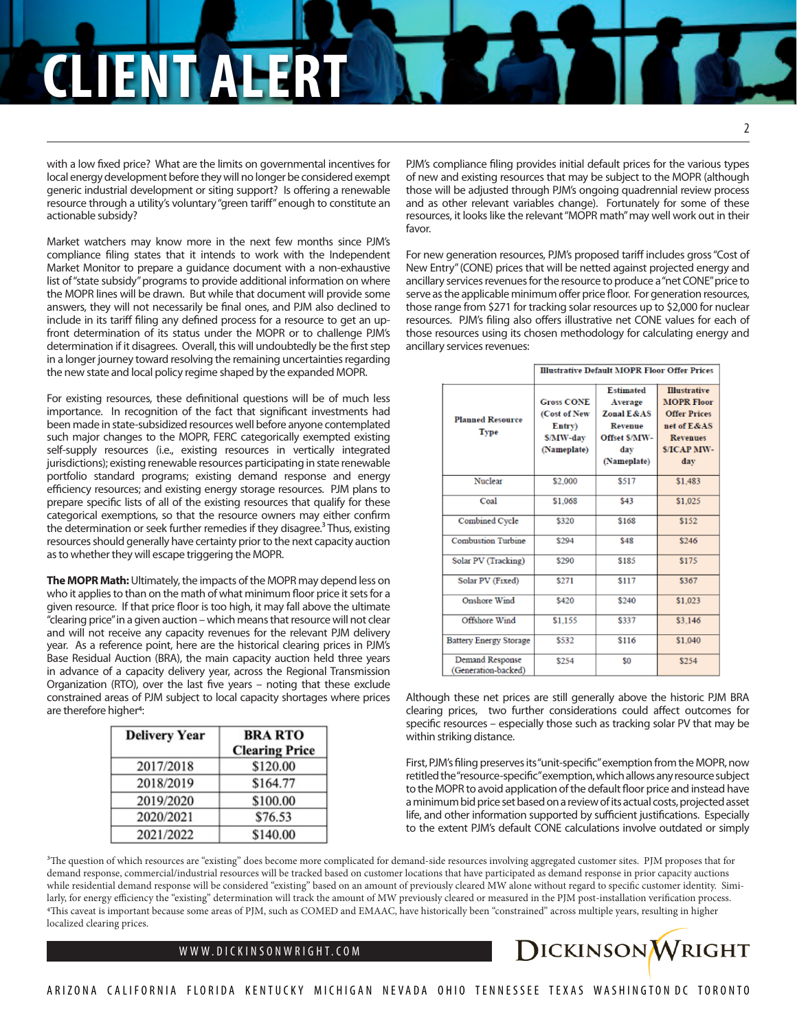with a low fixed price? What are the limits on governmental incentives for local energy development before they will no longer be considered exempt generic industrial development or siting support? Is offering a renewable resource through a utility's voluntary "green tariff" enough to constitute an actionable subsidy?

Market watchers may know more in the next few months since PJM's compliance filing states that it intends to work with the Independent Market Monitor to prepare a guidance document with a non-exhaustive list of "state subsidy" programs to provide additional information on where the MOPR lines will be drawn. But while that document will provide some answers, they will not necessarily be final ones, and PJM also declined to include in its tariff filing any defined process for a resource to get an up-front determination of its status under the MOPR or to challenge PJM's determination if it disagrees. Overall, this will undoubtedly be the first step in a longer journey toward resolving the remaining uncertainties regarding the new state and local policy regime shaped by the expanded MOPR.

For existing resources, these definitional questions will be of much less importance. In recognition of the fact that significant investments had been made in state-subsidized resources well before anyone contemplated such major changes to the MOPR, FERC categorically exempted existing self-supply resources (i.e., existing resources in vertically integrated jurisdictions); existing renewable resources participating in state renewable portfolio standard programs; existing demand response and energy efficiency resources; and existing energy storage resources. PJM plans to prepare specific lists of all of the existing resources that qualify for these categorical exemptions, so that the resource owners may either confirm the determination or seek further remedies if they disagree.[3] Thus, existing resources should generally have certainty prior to the next capacity auction as to whether they will escape triggering the MOPR.

**The MOPR Math:** Ultimately, the impacts of the MOPR may depend less on who it applies to than on the math of what minimum floor price it sets for a given resource. If that price floor is too high, it may fall above the ultimate "clearing price" in a given auction – which means that resource will not clear and will not receive any capacity revenues for the relevant PJM delivery year. As a reference point, here are the historical clearing prices in PJM's Base Residual Auction (BRA), the main capacity auction held three years in advance of a capacity delivery year, across the Regional Transmission Organization (RTO), over the last five years – noting that these exclude constrained areas of PJM subject to local capacity shortages where prices are therefore higher[4]:

| Delivery Year | BRA RTO Clearing Price |
|---|---|
| 2017/2018 | $120.00 |
| 2018/2019 | $164.77 |
| 2019/2020 | $100.00 |
| 2020/2021 | $76.53 |
| 2021/2022 | $140.00 |

PJM's compliance filing provides initial default prices for the various types of new and existing resources that may be subject to the MOPR (although those will be adjusted through PJM's ongoing quadrennial review process and as other relevant variables change). Fortunately for some of these resources, it looks like the relevant "MOPR math" may well work out in their favor.

For new generation resources, PJM's proposed tariff includes gross "Cost of New Entry" (CONE) prices that will be netted against projected energy and ancillary services revenues for the resource to produce a "net CONE" price to serve as the applicable minimum offer price floor. For generation resources, those range from $271 for tracking solar resources up to $2,000 for nuclear resources. PJM's filing also offers illustrative net CONE values for each of those resources using its chosen methodology for calculating energy and ancillary services revenues:

| | Illustrative Default MOPR Floor Offer Prices | | |
|---|---|---|---|
| Planned Resource Type | Gross CONE (Cost of New Entry) $/MW-day (Nameplate) | Estimated Average Zonal E&AS Revenue Offset $/MW-day (Nameplate) | Illustrative MOPR Floor Offer Prices net of E&AS Revenues $/ICAP MW-day |
| Nuclear | $2,000 | $517 | $1,483 |
| Coal | $1,068 | $43 | $1,025 |
| Combined Cycle | $320 | $168 | $152 |
| Combustion Turbine | $294 | $48 | $246 |
| Solar PV (Tracking) | $290 | $185 | $175 |
| Solar PV (Fixed) | $271 | $117 | $367 |
| Onshore Wind | $420 | $240 | $1,023 |
| Offshore Wind | $1,155 | $337 | $3,146 |
| Battery Energy Storage | $532 | $116 | $1,040 |
| Demand Response (Generation-backed) | $254 | $0 | $254 |

Although these net prices are still generally above the historic PJM BRA clearing prices, two further considerations could affect outcomes for specific resources – especially those such as tracking solar PV that may be within striking distance.

First, PJM's filing preserves its "unit-specific" exemption from the MOPR, now retitled the "resource-specific" exemption, which allows any resource subject to the MOPR to avoid application of the default floor price and instead have a minimum bid price set based on a review of its actual costs, projected asset life, and other information supported by sufficient justifications. Especially to the extent PJM's default CONE calculations involve outdated or simply

[3]The question of which resources are "existing" does become more complicated for demand-side resources involving aggregated customer sites. PJM proposes that for demand response, commercial/industrial resources will be tracked based on customer locations that have participated as demand response in prior capacity auctions while residential demand response will be considered "existing" based on an amount of previously cleared MW alone without regard to specific customer identity. Similarly, for energy efficiency the "existing" determination will track the amount of MW previously cleared or measured in the PJM post-installation verification process.

[4]This caveat is important because some areas of PJM, such as COMED and EMAAC, have historically been "constrained" across multiple years, resulting in higher localized clearing prices.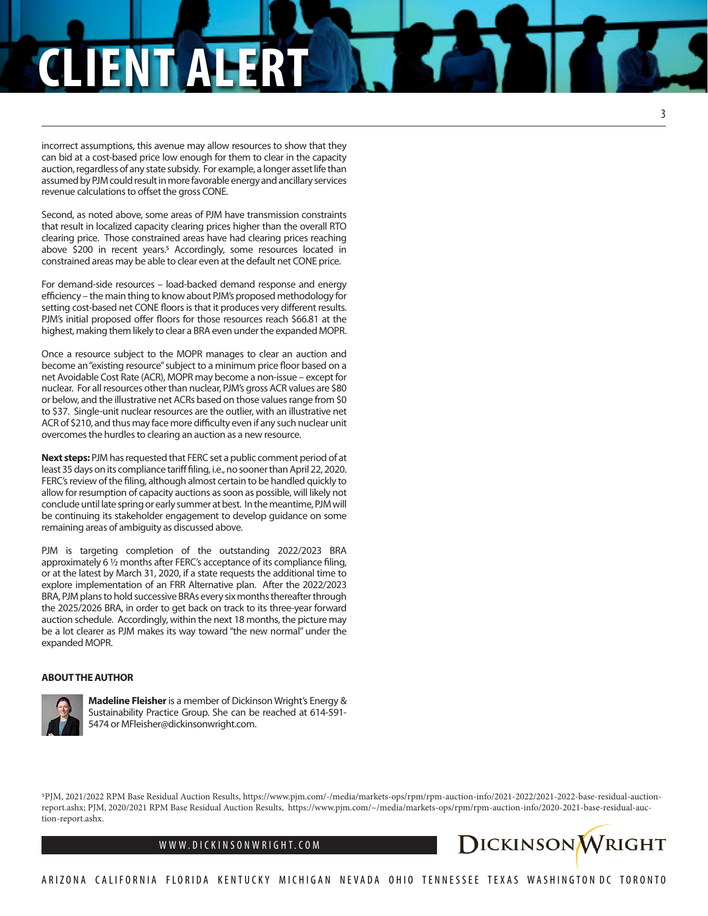incorrect assumptions, this avenue may allow resources to show that they can bid at a cost-based price low enough for them to clear in the capacity auction, regardless of any state subsidy. For example, a longer asset life than assumed by PJM could result in more favorable energy and ancillary services revenue calculations to offset the gross CONE.

Second, as noted above, some areas of PJM have transmission constraints that result in localized capacity clearing prices higher than the overall RTO clearing price. Those constrained areas have had clearing prices reaching above $200 in recent years.[5] Accordingly, some resources located in constrained areas may be able to clear even at the default net CONE price.

For demand-side resources – load-backed demand response and energy efficiency – the main thing to know about PJM's proposed methodology for setting cost-based net CONE floors is that it produces very different results. PJM's initial proposed offer floors for those resources reach $66.81 at the highest, making them likely to clear a BRA even under the expanded MOPR.

Once a resource subject to the MOPR manages to clear an auction and become an "existing resource" subject to a minimum price floor based on a net Avoidable Cost Rate (ACR), MOPR may become a non-issue – except for nuclear. For all resources other than nuclear, PJM's gross ACR values are $80 or below, and the illustrative net ACRs based on those values range from $0 to $37. Single-unit nuclear resources are the outlier, with an illustrative net ACR of $210, and thus may face more difficulty even if any such nuclear unit overcomes the hurdles to clearing an auction as a new resource.

**Next steps:** PJM has requested that FERC set a public comment period of at least 35 days on its compliance tariff filing, i.e., no sooner than April 22, 2020. FERC's review of the filing, although almost certain to be handled quickly to allow for resumption of capacity auctions as soon as possible, will likely not conclude until late spring or early summer at best. In the meantime, PJM will be continuing its stakeholder engagement to develop guidance on some remaining areas of ambiguity as discussed above.

PJM is targeting completion of the outstanding 2022/2023 BRA approximately 6 ½ months after FERC's acceptance of its compliance filing, or at the latest by March 31, 2020, if a state requests the additional time to explore implementation of an FRR Alternative plan. After the 2022/2023 BRA, PJM plans to hold successive BRAs every six months thereafter through the 2025/2026 BRA, in order to get back on track to its three-year forward auction schedule. Accordingly, within the next 18 months, the picture may be a lot clearer as PJM makes its way toward "the new normal" under the expanded MOPR.

**ABOUT THE AUTHOR**

**Madeline Fleisher** is a member of Dickinson Wright's Energy & Sustainability Practice Group. She can be reached at 614-591-5474 or MFleisher@dickinsonwright.com.

[5] PJM, 2021/2022 RPM Base Residual Auction Results, https://www.pjm.com/-/media/markets-ops/rpm/rpm-auction-info/2021-2022/2021-2022-base-residual-auction-report.ashx; PJM, 2020/2021 RPM Base Residual Auction Results, https://www.pjm.com/~/media/markets-ops/rpm/rpm-auction-info/2020-2021-base-residual-auction-report.ashx.